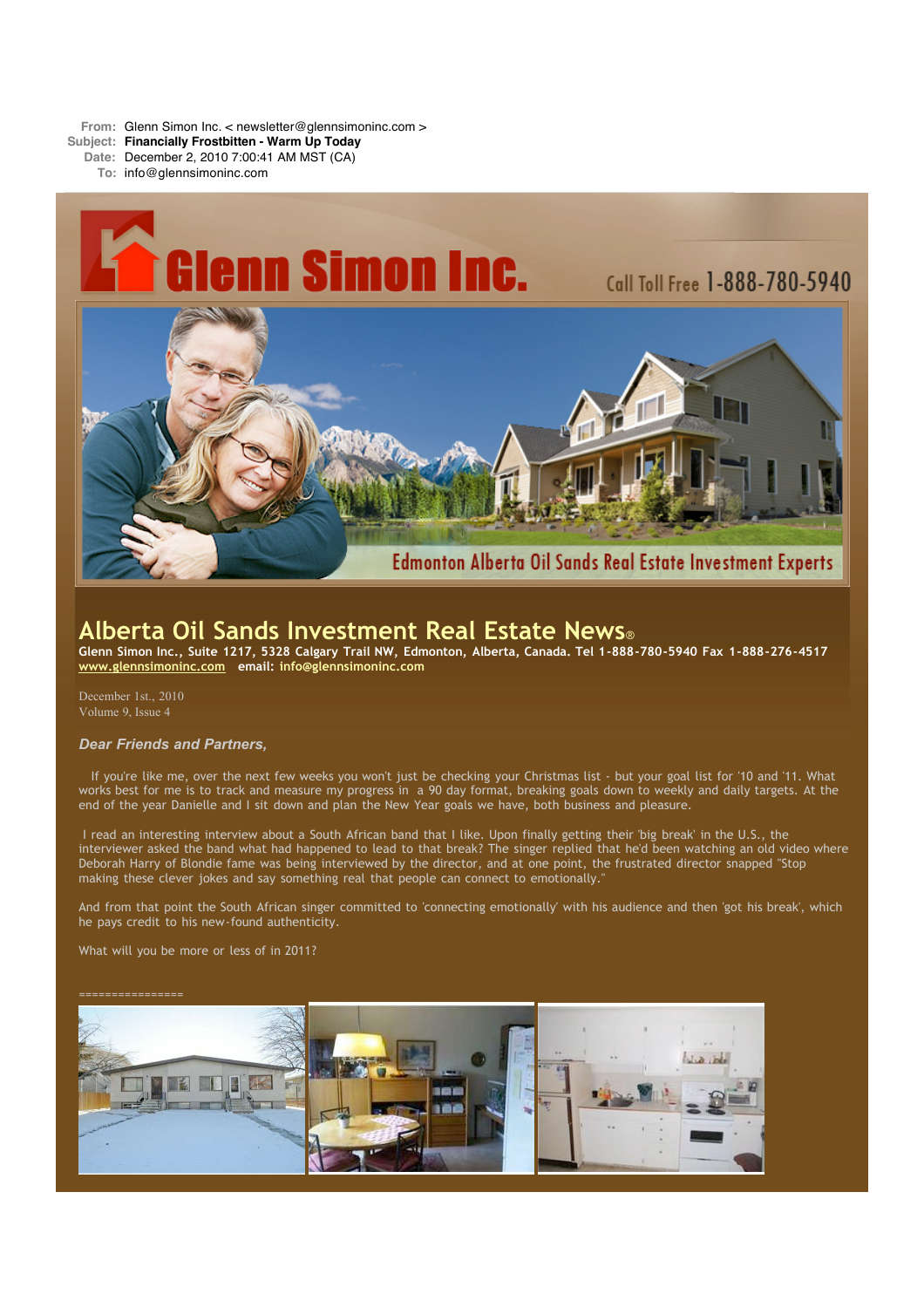**From:** Glenn Simon Inc. < newsletter@glennsimoninc.com >
**Subject:** **Financially Frostbitten - Warm Up Today**
**Date:** December 2, 2010 7:00:41 AM MST (CA)
**To:** info@glennsimoninc.com

Glenn Simon Inc.

Call Toll Free 1-888-780-5940

Edmonton Alberta Oil Sands Real Estate Investment Experts

# Alberta Oil Sands Investment Real Estate News®

**Glenn Simon Inc., Suite 1217, 5328 Calgary Trail NW, Edmonton, Alberta, Canada. Tel 1-888-780-5940 Fax 1-888-276-4517**
**www.glennsimoninc.com email: info@glennsimoninc.com**

December 1st., 2010
Volume 9, Issue 4

***Dear Friends and Partners,***

If you're like me, over the next few weeks you won't just be checking your Christmas list - but your goal list for '10 and '11. What works best for me is to track and measure my progress in a 90 day format, breaking goals down to weekly and daily targets. At the end of the year Danielle and I sit down and plan the New Year goals we have, both business and pleasure.

I read an interesting interview about a South African band that I like. Upon finally getting their 'big break' in the U.S., the interviewer asked the band what had happened to lead to that break? The singer replied that he'd been watching an old video where Deborah Harry of Blondie fame was being interviewed by the director, and at one point, the frustrated director snapped "Stop making these clever jokes and say something real that people can connect to emotionally."

And from that point the South African singer committed to 'connecting emotionally' with his audience and then 'got his break', which he pays credit to his new-found authenticity.

What will you be more or less of in 2011?

================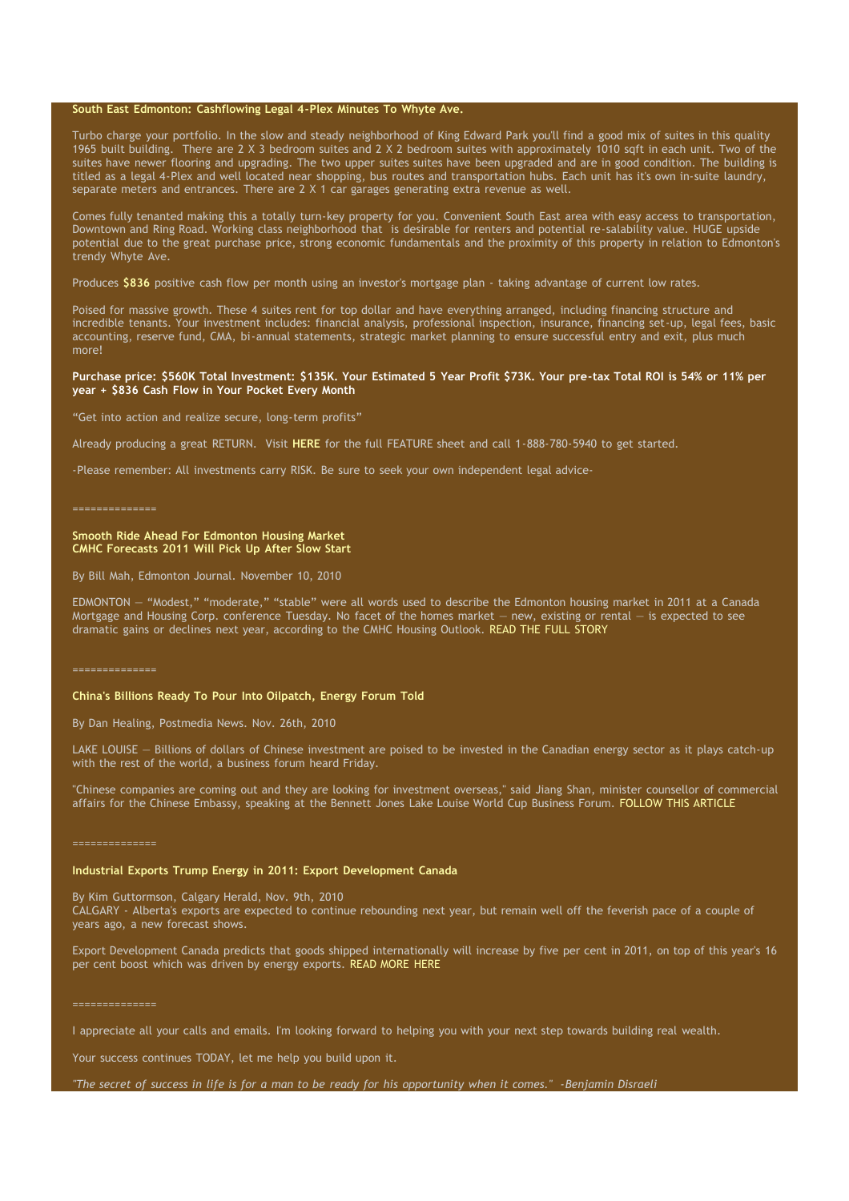**South East Edmonton: Cashflowing Legal 4-Plex Minutes To Whyte Ave.**

Turbo charge your portfolio. In the slow and steady neighborhood of King Edward Park you'll find a good mix of suites in this quality 1965 built building. There are 2 X 3 bedroom suites and 2 X 2 bedroom suites with approximately 1010 sqft in each unit. Two of the suites have newer flooring and upgrading. The two upper suites suites have been upgraded and are in good condition. The building is titled as a legal 4-Plex and well located near shopping, bus routes and transportation hubs. Each unit has it's own in-suite laundry, separate meters and entrances. There are 2 X 1 car garages generating extra revenue as well.

Comes fully tenanted making this a totally turn-key property for you. Convenient South East area with easy access to transportation, Downtown and Ring Road. Working class neighborhood that is desirable for renters and potential re-salability value. HUGE upside potential due to the great purchase price, strong economic fundamentals and the proximity of this property in relation to Edmonton's trendy Whyte Ave.

Produces **$836** positive cash flow per month using an investor's mortgage plan - taking advantage of current low rates.

Poised for massive growth. These 4 suites rent for top dollar and have everything arranged, including financing structure and incredible tenants. Your investment includes: financial analysis, professional inspection, insurance, financing set-up, legal fees, basic accounting, reserve fund, CMA, bi-annual statements, strategic market planning to ensure successful entry and exit, plus much more!

**Purchase price: $560K Total Investment: $135K. Your Estimated 5 Year Profit $73K. Your pre-tax Total ROI is 54% or 11% per year + $836 Cash Flow in Your Pocket Every Month**

"Get into action and realize secure, long-term profits"

Already producing a great RETURN. Visit **HERE** for the full FEATURE sheet and call 1-888-780-5940 to get started.

-Please remember: All investments carry RISK. Be sure to seek your own independent legal advice-

==============

**Smooth Ride Ahead For Edmonton Housing Market**
**CMHC Forecasts 2011 Will Pick Up After Slow Start**

By Bill Mah, Edmonton Journal. November 10, 2010

EDMONTON — "Modest," "moderate," "stable" were all words used to describe the Edmonton housing market in 2011 at a Canada Mortgage and Housing Corp. conference Tuesday. No facet of the homes market — new, existing or rental — is expected to see dramatic gains or declines next year, according to the CMHC Housing Outlook. READ THE FULL STORY

==============

**China's Billions Ready To Pour Into Oilpatch, Energy Forum Told**

By Dan Healing, Postmedia News. Nov. 26th, 2010

LAKE LOUISE — Billions of dollars of Chinese investment are poised to be invested in the Canadian energy sector as it plays catch-up with the rest of the world, a business forum heard Friday.

"Chinese companies are coming out and they are looking for investment overseas," said Jiang Shan, minister counsellor of commercial affairs for the Chinese Embassy, speaking at the Bennett Jones Lake Louise World Cup Business Forum. FOLLOW THIS ARTICLE

==============

**Industrial Exports Trump Energy in 2011: Export Development Canada**

By Kim Guttormson, Calgary Herald, Nov. 9th, 2010
CALGARY - Alberta's exports are expected to continue rebounding next year, but remain well off the feverish pace of a couple of years ago, a new forecast shows.

Export Development Canada predicts that goods shipped internationally will increase by five per cent in 2011, on top of this year's 16 per cent boost which was driven by energy exports. READ MORE HERE

==============

I appreciate all your calls and emails. I'm looking forward to helping you with your next step towards building real wealth.

Your success continues TODAY, let me help you build upon it.

*"The secret of success in life is for a man to be ready for his opportunity when it comes." -Benjamin Disraeli*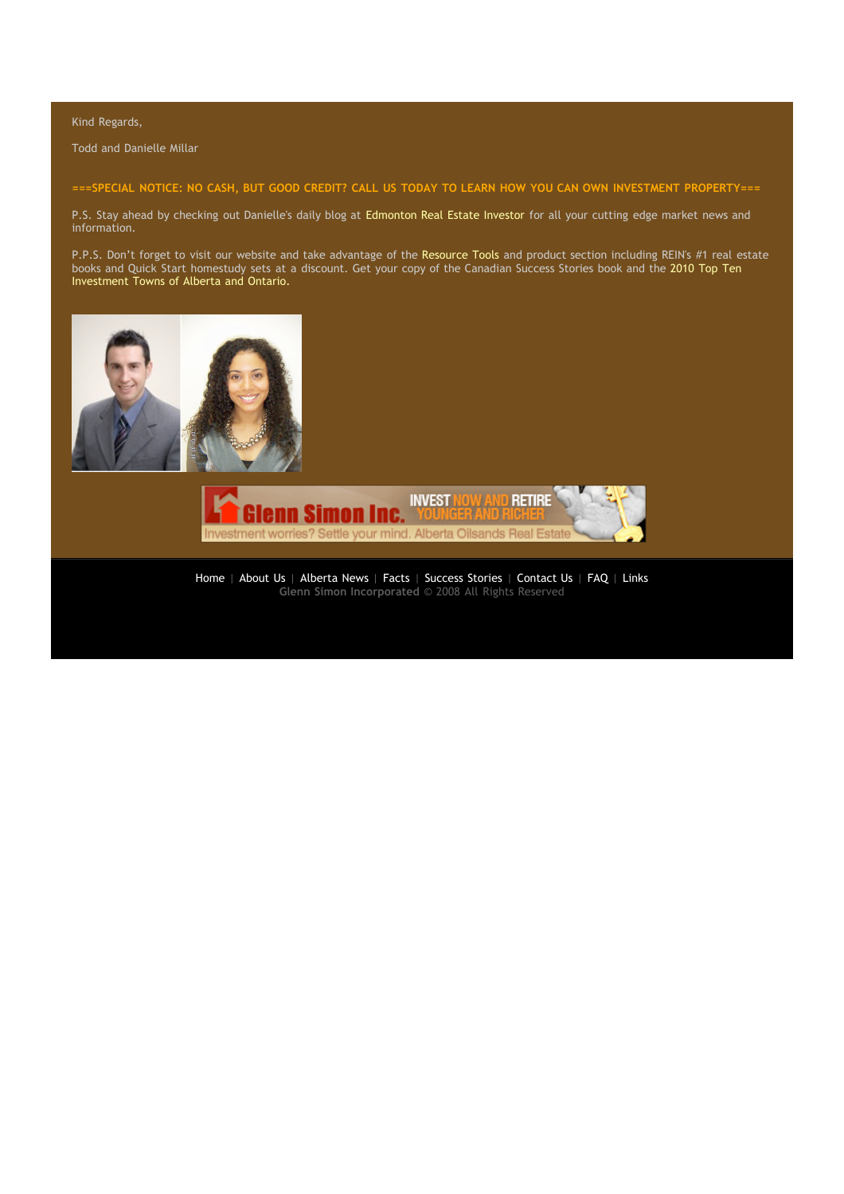Kind Regards,

Todd and Danielle Millar

**===SPECIAL NOTICE: NO CASH, BUT GOOD CREDIT? CALL US TODAY TO LEARN HOW YOU CAN OWN INVESTMENT PROPERTY===**

P.S. Stay ahead by checking out Danielle's daily blog at Edmonton Real Estate Investor for all your cutting edge market news and information.

P.P.S. Don't forget to visit our website and take advantage of the Resource Tools and product section including REIN's #1 real estate books and Quick Start homestudy sets at a discount. Get your copy of the Canadian Success Stories book and the 2010 Top Ten Investment Towns of Alberta and Ontario.

Home | About Us | Alberta News | Facts | Success Stories | Contact Us | FAQ | Links

Glenn Simon Incorporated © 2008 All Rights Reserved